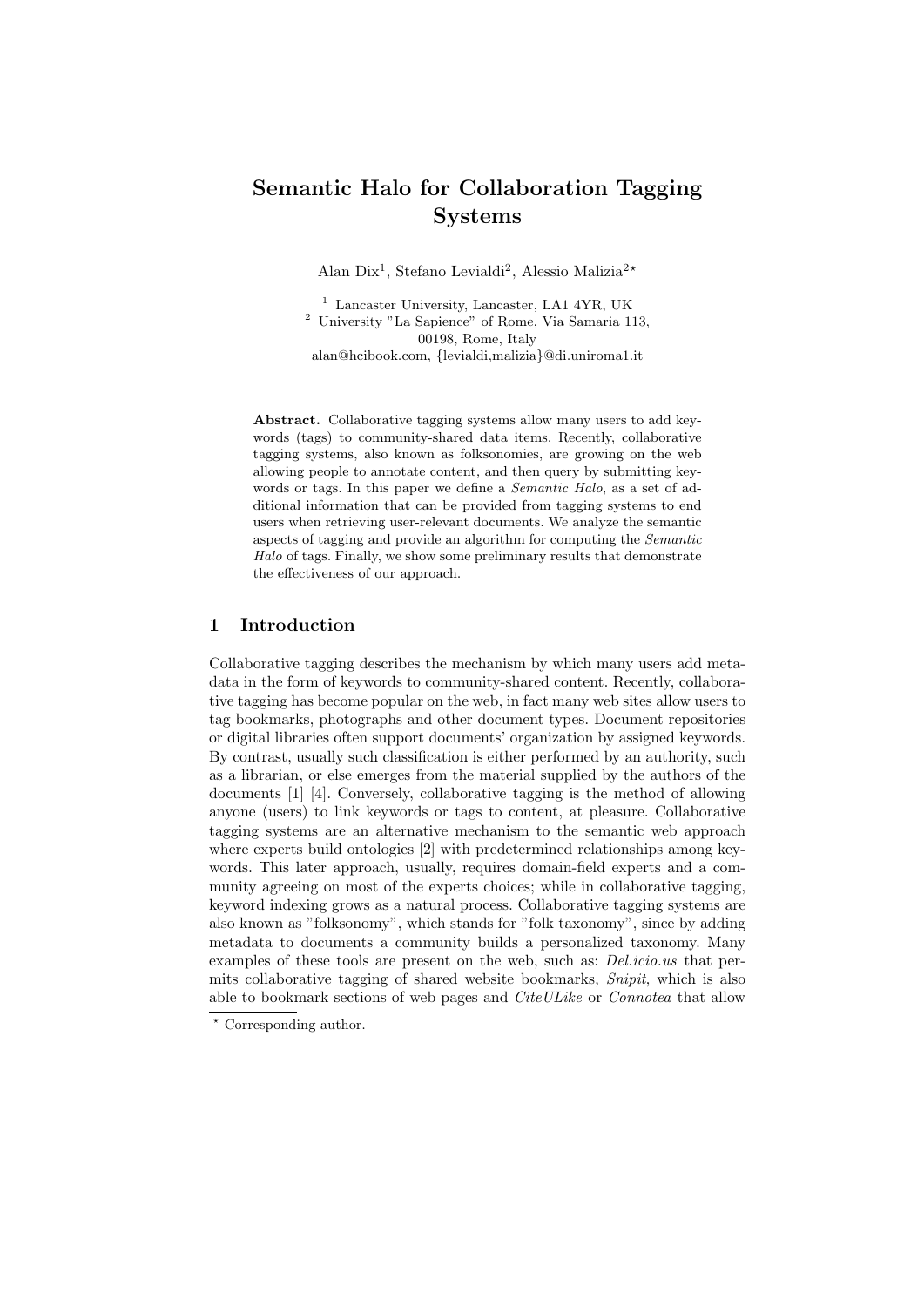# Semantic Halo for Collaboration Tagging Systems

Alan Dix[1], Stefano Levialdi[2], Alessio Malizia[2*]

[1] Lancaster University, Lancaster, LA1 4YR, UK
[2] University "La Sapience" of Rome, Via Samaria 113, 00198, Rome, Italy
alan@hcibook.com, {levialdi,malizia}@di.uniroma1.it

**Abstract.** Collaborative tagging systems allow many users to add keywords (tags) to community-shared data items. Recently, collaborative tagging systems, also known as folksonomies, are growing on the web allowing people to annotate content, and then query by submitting keywords or tags. In this paper we define a *Semantic Halo*, as a set of additional information that can be provided from tagging systems to end users when retrieving user-relevant documents. We analyze the semantic aspects of tagging and provide an algorithm for computing the *Semantic Halo* of tags. Finally, we show some preliminary results that demonstrate the effectiveness of our approach.

## 1 Introduction

Collaborative tagging describes the mechanism by which many users add metadata in the form of keywords to community-shared content. Recently, collaborative tagging has become popular on the web, in fact many web sites allow users to tag bookmarks, photographs and other document types. Document repositories or digital libraries often support documents' organization by assigned keywords. By contrast, usually such classification is either performed by an authority, such as a librarian, or else emerges from the material supplied by the authors of the documents [1] [4]. Conversely, collaborative tagging is the method of allowing anyone (users) to link keywords or tags to content, at pleasure. Collaborative tagging systems are an alternative mechanism to the semantic web approach where experts build ontologies [2] with predetermined relationships among keywords. This later approach, usually, requires domain-field experts and a community agreeing on most of the experts choices; while in collaborative tagging, keyword indexing grows as a natural process. Collaborative tagging systems are also known as "folksonomy", which stands for "folk taxonomy", since by adding metadata to documents a community builds a personalized taxonomy. Many examples of these tools are present on the web, such as: *Del.icio.us* that permits collaborative tagging of shared website bookmarks, *Snipit*, which is also able to bookmark sections of web pages and *CiteULike* or *Connotea* that allow

\* Corresponding author.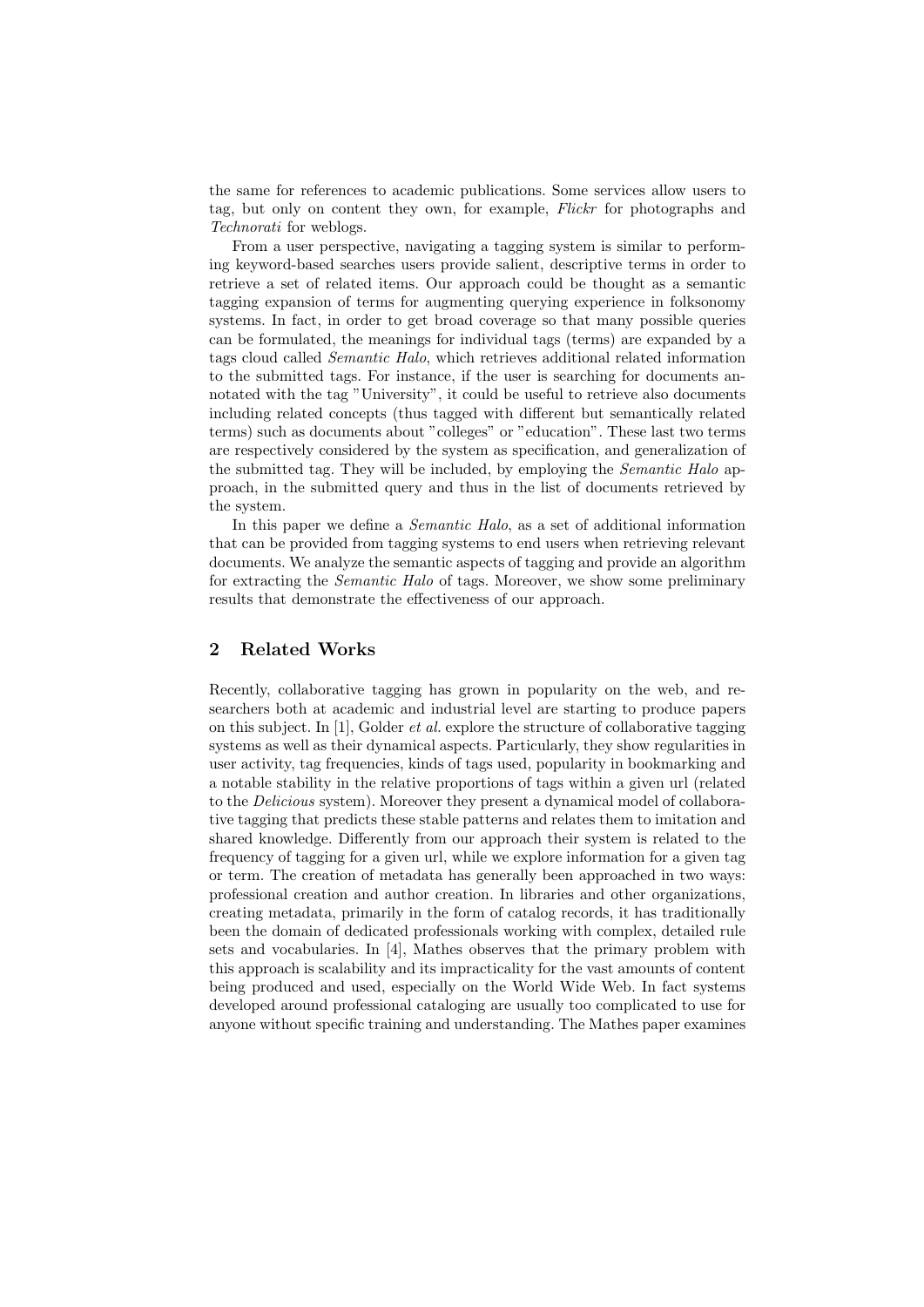the same for references to academic publications. Some services allow users to tag, but only on content they own, for example, *Flickr* for photographs and *Technorati* for weblogs.

From a user perspective, navigating a tagging system is similar to performing keyword-based searches users provide salient, descriptive terms in order to retrieve a set of related items. Our approach could be thought as a semantic tagging expansion of terms for augmenting querying experience in folksonomy systems. In fact, in order to get broad coverage so that many possible queries can be formulated, the meanings for individual tags (terms) are expanded by a tags cloud called *Semantic Halo*, which retrieves additional related information to the submitted tags. For instance, if the user is searching for documents annotated with the tag "University", it could be useful to retrieve also documents including related concepts (thus tagged with different but semantically related terms) such as documents about "colleges" or "education". These last two terms are respectively considered by the system as specification, and generalization of the submitted tag. They will be included, by employing the *Semantic Halo* approach, in the submitted query and thus in the list of documents retrieved by the system.

In this paper we define a *Semantic Halo*, as a set of additional information that can be provided from tagging systems to end users when retrieving relevant documents. We analyze the semantic aspects of tagging and provide an algorithm for extracting the *Semantic Halo* of tags. Moreover, we show some preliminary results that demonstrate the effectiveness of our approach.

## 2 Related Works

Recently, collaborative tagging has grown in popularity on the web, and researchers both at academic and industrial level are starting to produce papers on this subject. In [1], Golder *et al.* explore the structure of collaborative tagging systems as well as their dynamical aspects. Particularly, they show regularities in user activity, tag frequencies, kinds of tags used, popularity in bookmarking and a notable stability in the relative proportions of tags within a given url (related to the *Delicious* system). Moreover they present a dynamical model of collaborative tagging that predicts these stable patterns and relates them to imitation and shared knowledge. Differently from our approach their system is related to the frequency of tagging for a given url, while we explore information for a given tag or term. The creation of metadata has generally been approached in two ways: professional creation and author creation. In libraries and other organizations, creating metadata, primarily in the form of catalog records, it has traditionally been the domain of dedicated professionals working with complex, detailed rule sets and vocabularies. In [4], Mathes observes that the primary problem with this approach is scalability and its impracticality for the vast amounts of content being produced and used, especially on the World Wide Web. In fact systems developed around professional cataloging are usually too complicated to use for anyone without specific training and understanding. The Mathes paper examines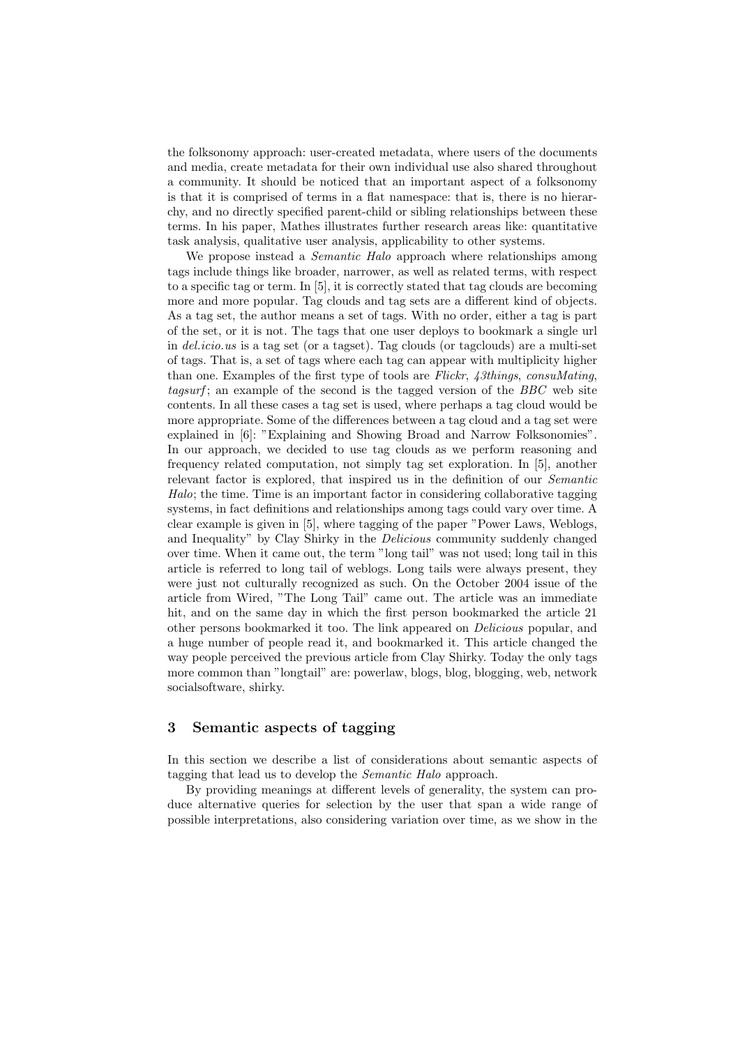the folksonomy approach: user-created metadata, where users of the documents and media, create metadata for their own individual use also shared throughout a community. It should be noticed that an important aspect of a folksonomy is that it is comprised of terms in a flat namespace: that is, there is no hierarchy, and no directly specified parent-child or sibling relationships between these terms. In his paper, Mathes illustrates further research areas like: quantitative task analysis, qualitative user analysis, applicability to other systems.

We propose instead a *Semantic Halo* approach where relationships among tags include things like broader, narrower, as well as related terms, with respect to a specific tag or term. In [5], it is correctly stated that tag clouds are becoming more and more popular. Tag clouds and tag sets are a different kind of objects. As a tag set, the author means a set of tags. With no order, either a tag is part of the set, or it is not. The tags that one user deploys to bookmark a single url in *del.icio.us* is a tag set (or a tagset). Tag clouds (or tagclouds) are a multi-set of tags. That is, a set of tags where each tag can appear with multiplicity higher than one. Examples of the first type of tools are *Flickr*, *43things*, *consuMating*, *tagsurf*; an example of the second is the tagged version of the *BBC* web site contents. In all these cases a tag set is used, where perhaps a tag cloud would be more appropriate. Some of the differences between a tag cloud and a tag set were explained in [6]: "Explaining and Showing Broad and Narrow Folksonomies". In our approach, we decided to use tag clouds as we perform reasoning and frequency related computation, not simply tag set exploration. In [5], another relevant factor is explored, that inspired us in the definition of our *Semantic Halo*; the time. Time is an important factor in considering collaborative tagging systems, in fact definitions and relationships among tags could vary over time. A clear example is given in [5], where tagging of the paper "Power Laws, Weblogs, and Inequality" by Clay Shirky in the *Delicious* community suddenly changed over time. When it came out, the term "long tail" was not used; long tail in this article is referred to long tail of weblogs. Long tails were always present, they were just not culturally recognized as such. On the October 2004 issue of the article from Wired, "The Long Tail" came out. The article was an immediate hit, and on the same day in which the first person bookmarked the article 21 other persons bookmarked it too. The link appeared on *Delicious* popular, and a huge number of people read it, and bookmarked it. This article changed the way people perceived the previous article from Clay Shirky. Today the only tags more common than "longtail" are: powerlaw, blogs, blog, blogging, web, network socialsoftware, shirky.

## 3 Semantic aspects of tagging

In this section we describe a list of considerations about semantic aspects of tagging that lead us to develop the *Semantic Halo* approach.

By providing meanings at different levels of generality, the system can produce alternative queries for selection by the user that span a wide range of possible interpretations, also considering variation over time, as we show in the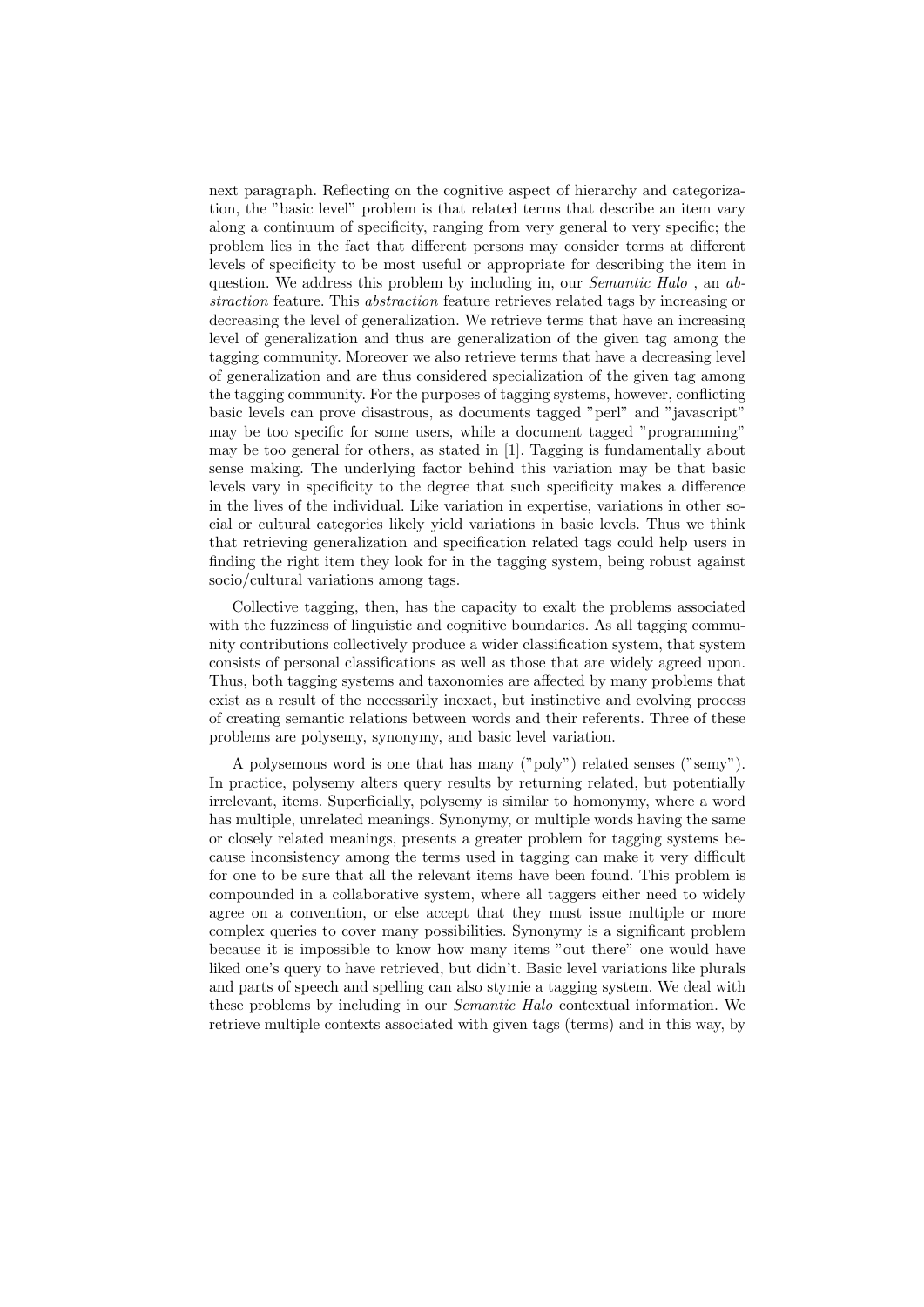next paragraph. Reflecting on the cognitive aspect of hierarchy and categorization, the "basic level" problem is that related terms that describe an item vary along a continuum of specificity, ranging from very general to very specific; the problem lies in the fact that different persons may consider terms at different levels of specificity to be most useful or appropriate for describing the item in question. We address this problem by including in, our *Semantic Halo* , an *abstraction* feature. This *abstraction* feature retrieves related tags by increasing or decreasing the level of generalization. We retrieve terms that have an increasing level of generalization and thus are generalization of the given tag among the tagging community. Moreover we also retrieve terms that have a decreasing level of generalization and are thus considered specialization of the given tag among the tagging community. For the purposes of tagging systems, however, conflicting basic levels can prove disastrous, as documents tagged "perl" and "javascript" may be too specific for some users, while a document tagged "programming" may be too general for others, as stated in [1]. Tagging is fundamentally about sense making. The underlying factor behind this variation may be that basic levels vary in specificity to the degree that such specificity makes a difference in the lives of the individual. Like variation in expertise, variations in other social or cultural categories likely yield variations in basic levels. Thus we think that retrieving generalization and specification related tags could help users in finding the right item they look for in the tagging system, being robust against socio/cultural variations among tags.

Collective tagging, then, has the capacity to exalt the problems associated with the fuzziness of linguistic and cognitive boundaries. As all tagging community contributions collectively produce a wider classification system, that system consists of personal classifications as well as those that are widely agreed upon. Thus, both tagging systems and taxonomies are affected by many problems that exist as a result of the necessarily inexact, but instinctive and evolving process of creating semantic relations between words and their referents. Three of these problems are polysemy, synonymy, and basic level variation.

A polysemous word is one that has many ("poly") related senses ("semy"). In practice, polysemy alters query results by returning related, but potentially irrelevant, items. Superficially, polysemy is similar to homonymy, where a word has multiple, unrelated meanings. Synonymy, or multiple words having the same or closely related meanings, presents a greater problem for tagging systems because inconsistency among the terms used in tagging can make it very difficult for one to be sure that all the relevant items have been found. This problem is compounded in a collaborative system, where all taggers either need to widely agree on a convention, or else accept that they must issue multiple or more complex queries to cover many possibilities. Synonymy is a significant problem because it is impossible to know how many items "out there" one would have liked one's query to have retrieved, but didn't. Basic level variations like plurals and parts of speech and spelling can also stymie a tagging system. We deal with these problems by including in our *Semantic Halo* contextual information. We retrieve multiple contexts associated with given tags (terms) and in this way, by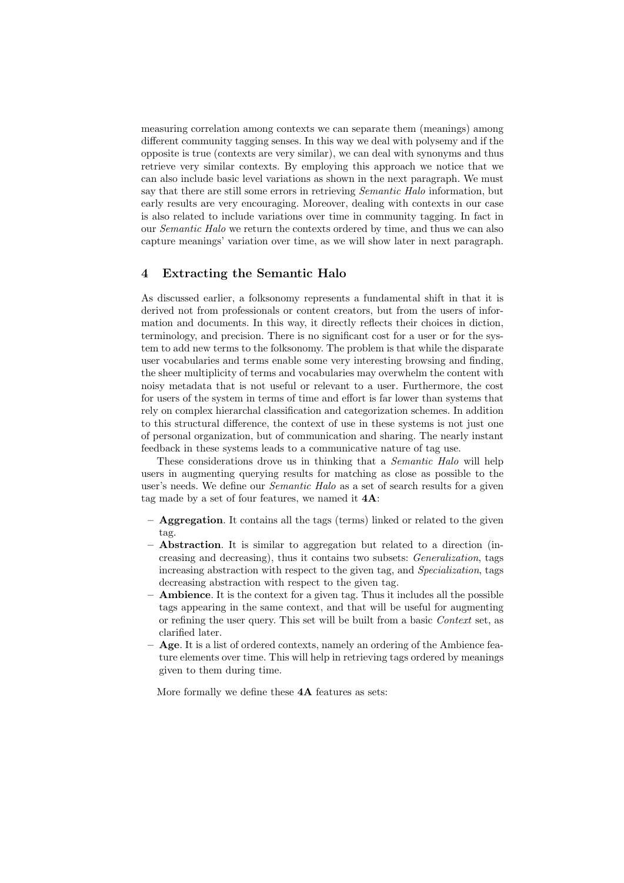measuring correlation among contexts we can separate them (meanings) among different community tagging senses. In this way we deal with polysemy and if the opposite is true (contexts are very similar), we can deal with synonyms and thus retrieve very similar contexts. By employing this approach we notice that we can also include basic level variations as shown in the next paragraph. We must say that there are still some errors in retrieving *Semantic Halo* information, but early results are very encouraging. Moreover, dealing with contexts in our case is also related to include variations over time in community tagging. In fact in our *Semantic Halo* we return the contexts ordered by time, and thus we can also capture meanings' variation over time, as we will show later in next paragraph.

## 4 Extracting the Semantic Halo

As discussed earlier, a folksonomy represents a fundamental shift in that it is derived not from professionals or content creators, but from the users of information and documents. In this way, it directly reflects their choices in diction, terminology, and precision. There is no significant cost for a user or for the system to add new terms to the folksonomy. The problem is that while the disparate user vocabularies and terms enable some very interesting browsing and finding, the sheer multiplicity of terms and vocabularies may overwhelm the content with noisy metadata that is not useful or relevant to a user. Furthermore, the cost for users of the system in terms of time and effort is far lower than systems that rely on complex hierarchal classification and categorization schemes. In addition to this structural difference, the context of use in these systems is not just one of personal organization, but of communication and sharing. The nearly instant feedback in these systems leads to a communicative nature of tag use.

These considerations drove us in thinking that a *Semantic Halo* will help users in augmenting querying results for matching as close as possible to the user's needs. We define our *Semantic Halo* as a set of search results for a given tag made by a set of four features, we named it **4A**:

- **Aggregation**. It contains all the tags (terms) linked or related to the given tag.
- **Abstraction**. It is similar to aggregation but related to a direction (increasing and decreasing), thus it contains two subsets: *Generalization*, tags increasing abstraction with respect to the given tag, and *Specialization*, tags decreasing abstraction with respect to the given tag.
- **Ambience**. It is the context for a given tag. Thus it includes all the possible tags appearing in the same context, and that will be useful for augmenting or refining the user query. This set will be built from a basic *Context* set, as clarified later.
- **Age**. It is a list of ordered contexts, namely an ordering of the Ambience feature elements over time. This will help in retrieving tags ordered by meanings given to them during time.

More formally we define these **4A** features as sets: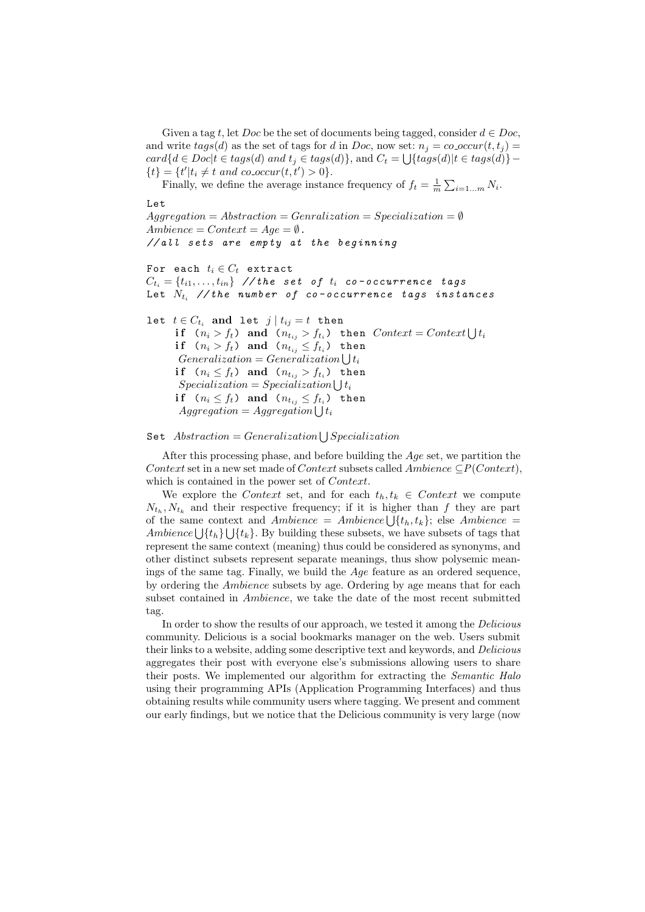Given a tag $t$, let $Doc$ be the set of documents being tagged, consider $d \in Doc$, and write $tags(d)$ as the set of tags for $d$ in $Doc$, now set: $n_j = co\_occur(t, t_j) = card\{d \in Doc | t \in tags(d) \ and \ t_j \in tags(d)\}$, and $C_t = \bigcup\{tags(d) | t \in tags(d)\} - \{t\} = \{t' | t_i \neq t \ and \ co\_occur(t, t') > 0\}$.

Finally, we define the average instance frequency of $f_t = \frac{1}{m} \sum_{i=1...m} N_i$.

```
Let
Aggregation = Abstraction = Genralization = Specialization = ∅
Ambience = Context = Age = ∅ .
//all sets are empty at the beginning

For each t_i ∈ C_t extract
C_{t_i} = {t_{i1}, ..., t_{in}} //the set of t_i co-occurrence tags
Let N_{t_i} //the number of co-occurrence tags instances

let t ∈ C_{t_i} and let j | t_{ij} = t then
     if (n_i > f_t) and (n_{t_ij} > f_{t_i}) then Context = Context ⋃ t_i
     if (n_i > f_t) and (n_{t_ij} ≤ f_{t_i}) then
       Generalization = Generalization ⋃ t_i
     if (n_i ≤ f_t) and (n_{t_ij} > f_{t_i}) then
       Specialization = Specialization ⋃ t_i
     if (n_i ≤ f_t) and (n_{t_ij} ≤ f_{t_i}) then
       Aggregation = Aggregation ⋃ t_i

Set Abstraction = Generalization ⋃ Specialization
```

After this processing phase, and before building the $Age$ set, we partition the $Context$ set in a new set made of $Context$ subsets called $Ambience \subseteq P(Context)$, which is contained in the power set of $Context$.

We explore the $Context$ set, and for each $t_h, t_k \in Context$ we compute $N_{t_h}, N_{t_k}$ and their respective frequency; if it is higher than $f$ they are part of the same context and $Ambience = Ambience \bigcup\{t_h, t_k\}$; else $Ambience = Ambience \bigcup\{t_h\} \bigcup\{t_k\}$. By building these subsets, we have subsets of tags that represent the same context (meaning) thus could be considered as synonyms, and other distinct subsets represent separate meanings, thus show polysemic meanings of the same tag. Finally, we build the $Age$ feature as an ordered sequence, by ordering the $Ambience$ subsets by age. Ordering by age means that for each subset contained in $Ambience$, we take the date of the most recent submitted tag.

In order to show the results of our approach, we tested it among the *Delicious* community. Delicious is a social bookmarks manager on the web. Users submit their links to a website, adding some descriptive text and keywords, and *Delicious* aggregates their post with everyone else's submissions allowing users to share their posts. We implemented our algorithm for extracting the *Semantic Halo* using their programming APIs (Application Programming Interfaces) and thus obtaining results while community users where tagging. We present and comment our early findings, but we notice that the Delicious community is very large (now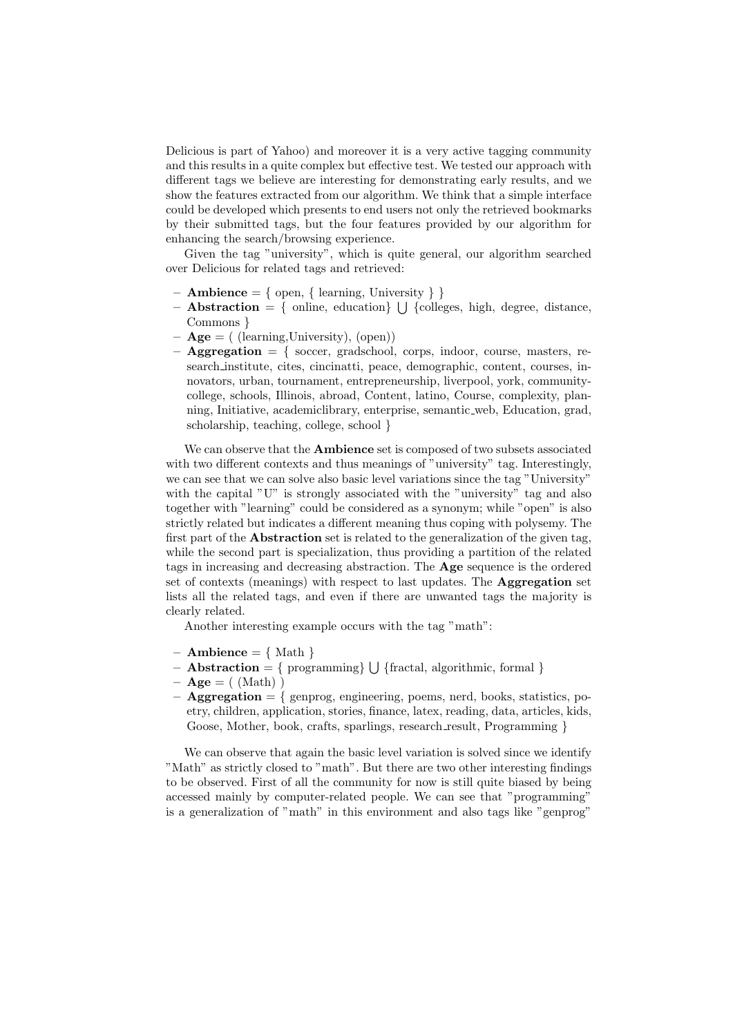Delicious is part of Yahoo) and moreover it is a very active tagging community and this results in a quite complex but effective test. We tested our approach with different tags we believe are interesting for demonstrating early results, and we show the features extracted from our algorithm. We think that a simple interface could be developed which presents to end users not only the retrieved bookmarks by their submitted tags, but the four features provided by our algorithm for enhancing the search/browsing experience.

Given the tag "university", which is quite general, our algorithm searched over Delicious for related tags and retrieved:

- **Ambience** = { open, { learning, University } }
- **Abstraction** = { online, education} $\bigcup$ {colleges, high, degree, distance, Commons }
- **Age** = ( (learning,University), (open))
- **Aggregation** = { soccer, gradschool, corps, indoor, course, masters, research_institute, cites, cincinatti, peace, demographic, content, courses, innovators, urban, tournament, entrepreneurship, liverpool, york, community-college, schools, Illinois, abroad, Content, latino, Course, complexity, planning, Initiative, academiclibrary, enterprise, semantic_web, Education, grad, scholarship, teaching, college, school }

We can observe that the **Ambience** set is composed of two subsets associated with two different contexts and thus meanings of "university" tag. Interestingly, we can see that we can solve also basic level variations since the tag "University" with the capital "U" is strongly associated with the "university" tag and also together with "learning" could be considered as a synonym; while "open" is also strictly related but indicates a different meaning thus coping with polysemy. The first part of the **Abstraction** set is related to the generalization of the given tag, while the second part is specialization, thus providing a partition of the related tags in increasing and decreasing abstraction. The **Age** sequence is the ordered set of contexts (meanings) with respect to last updates. The **Aggregation** set lists all the related tags, and even if there are unwanted tags the majority is clearly related.

Another interesting example occurs with the tag "math":

- **Ambience** = { Math }
- **Abstraction** = { programming} $\bigcup$ {fractal, algorithmic, formal }
- **Age** = ( (Math) )
- **Aggregation** = { genprog, engineering, poems, nerd, books, statistics, poetry, children, application, stories, finance, latex, reading, data, articles, kids, Goose, Mother, book, crafts, sparlings, research_result, Programming }

We can observe that again the basic level variation is solved since we identify "Math" as strictly closed to "math". But there are two other interesting findings to be observed. First of all the community for now is still quite biased by being accessed mainly by computer-related people. We can see that "programming" is a generalization of "math" in this environment and also tags like "genprog"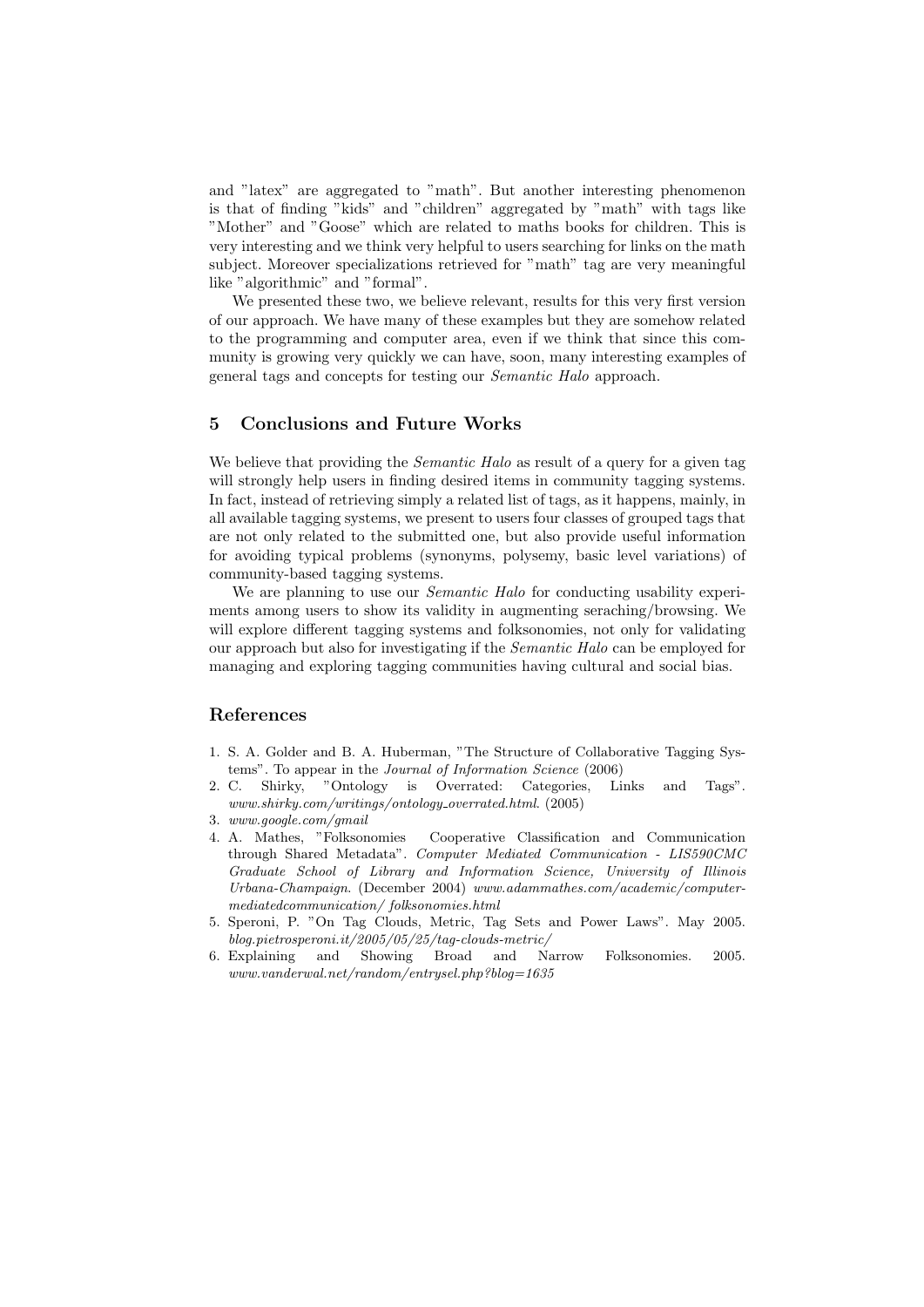and "latex" are aggregated to "math". But another interesting phenomenon is that of finding "kids" and "children" aggregated by "math" with tags like "Mother" and "Goose" which are related to maths books for children. This is very interesting and we think very helpful to users searching for links on the math subject. Moreover specializations retrieved for "math" tag are very meaningful like "algorithmic" and "formal".

We presented these two, we believe relevant, results for this very first version of our approach. We have many of these examples but they are somehow related to the programming and computer area, even if we think that since this community is growing very quickly we can have, soon, many interesting examples of general tags and concepts for testing our *Semantic Halo* approach.

## 5 Conclusions and Future Works

We believe that providing the *Semantic Halo* as result of a query for a given tag will strongly help users in finding desired items in community tagging systems. In fact, instead of retrieving simply a related list of tags, as it happens, mainly, in all available tagging systems, we present to users four classes of grouped tags that are not only related to the submitted one, but also provide useful information for avoiding typical problems (synonyms, polysemy, basic level variations) of community-based tagging systems.

We are planning to use our *Semantic Halo* for conducting usability experiments among users to show its validity in augmenting seraching/browsing. We will explore different tagging systems and folksonomies, not only for validating our approach but also for investigating if the *Semantic Halo* can be employed for managing and exploring tagging communities having cultural and social bias.

## References

1. S. A. Golder and B. A. Huberman, "The Structure of Collaborative Tagging Systems". To appear in the *Journal of Information Science* (2006)
2. C. Shirky, "Ontology is Overrated: Categories, Links and Tags". *www.shirky.com/writings/ontology_overrated.html*. (2005)
3. *www.google.com/gmail*
4. A. Mathes, "Folksonomies Cooperative Classification and Communication through Shared Metadata". *Computer Mediated Communication - LIS590CMC Graduate School of Library and Information Science, University of Illinois Urbana-Champaign*. (December 2004) *www.adammathes.com/academic/computer-mediatedcommunication/ folksonomies.html*
5. Speroni, P. "On Tag Clouds, Metric, Tag Sets and Power Laws". May 2005. *blog.pietrosperoni.it/2005/05/25/tag-clouds-metric/*
6. Explaining and Showing Broad and Narrow Folksonomies. 2005. *www.vanderwal.net/random/entrysel.php?blog=1635*